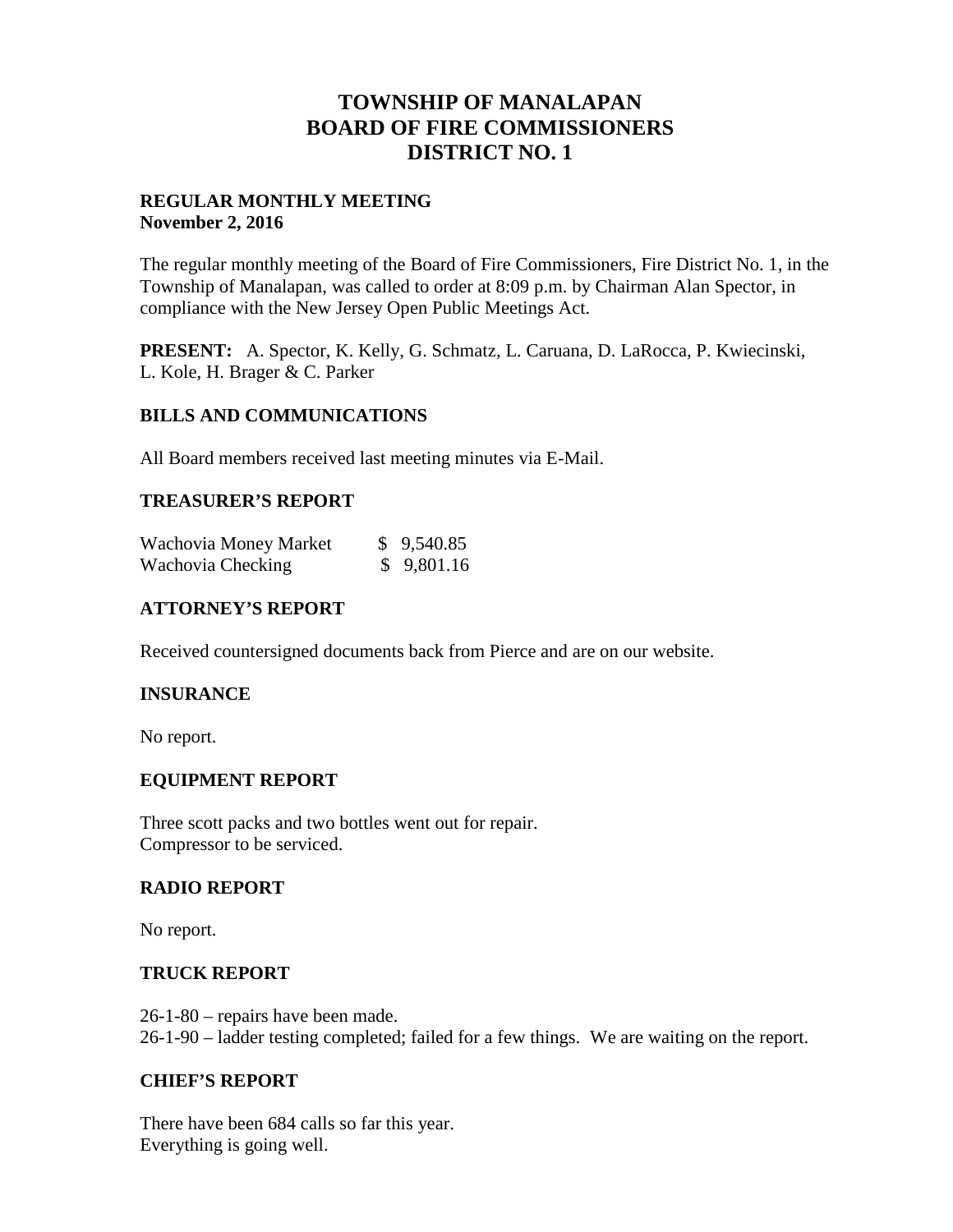# TOWNSHIP OF MANALAPAN
# BOARD OF FIRE COMMISSIONERS
# DISTRICT NO. 1

**REGULAR MONTHLY MEETING**
**November 2, 2016**

The regular monthly meeting of the Board of Fire Commissioners, Fire District No. 1, in the Township of Manalapan, was called to order at 8:09 p.m. by Chairman Alan Spector, in compliance with the New Jersey Open Public Meetings Act.

**PRESENT:** A. Spector, K. Kelly, G. Schmatz, L. Caruana, D. LaRocca, P. Kwiecinski, L. Kole, H. Brager & C. Parker

## BILLS AND COMMUNICATIONS

All Board members received last meeting minutes via E-Mail.

## TREASURER'S REPORT

| | |
|---|---|
| Wachovia Money Market | $ 9,540.85 |
| Wachovia Checking | $ 9,801.16 |

## ATTORNEY'S REPORT

Received countersigned documents back from Pierce and are on our website.

## INSURANCE

No report.

## EQUIPMENT REPORT

Three scott packs and two bottles went out for repair.
Compressor to be serviced.

## RADIO REPORT

No report.

## TRUCK REPORT

26-1-80 – repairs have been made.
26-1-90 – ladder testing completed; failed for a few things. We are waiting on the report.

## CHIEF'S REPORT

There have been 684 calls so far this year.
Everything is going well.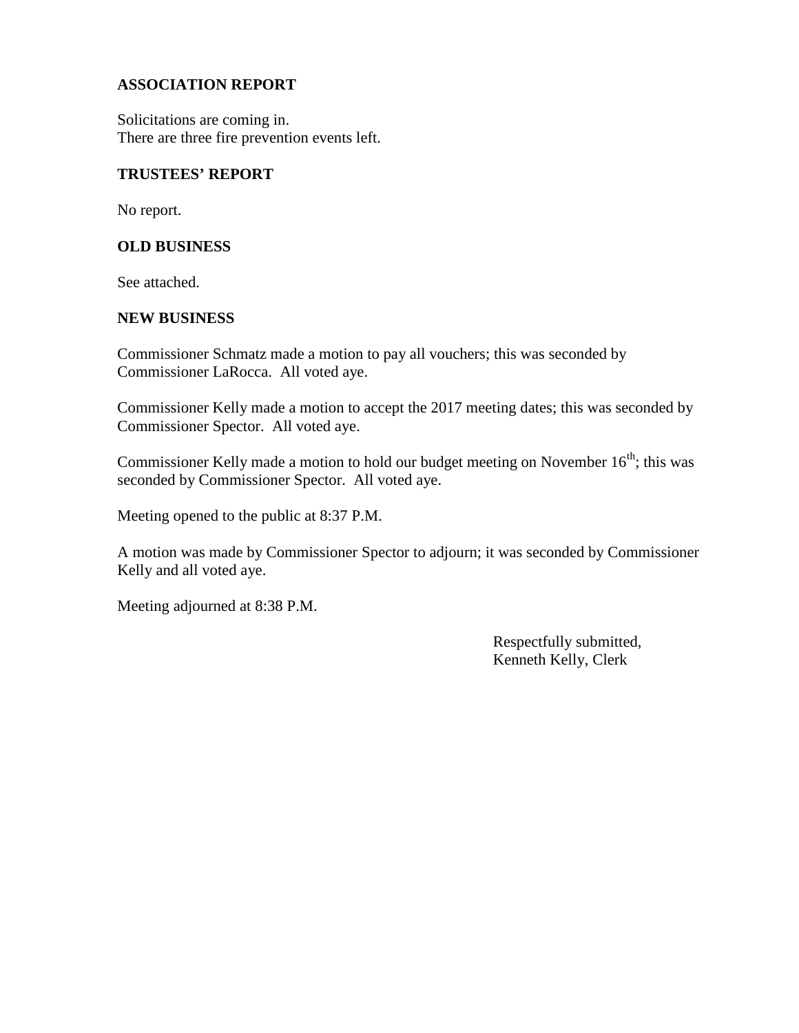**ASSOCIATION REPORT**

Solicitations are coming in.
There are three fire prevention events left.

**TRUSTEES' REPORT**

No report.

**OLD BUSINESS**

See attached.

**NEW BUSINESS**

Commissioner Schmatz made a motion to pay all vouchers; this was seconded by Commissioner LaRocca. All voted aye.

Commissioner Kelly made a motion to accept the 2017 meeting dates; this was seconded by Commissioner Spector. All voted aye.

Commissioner Kelly made a motion to hold our budget meeting on November 16th; this was seconded by Commissioner Spector. All voted aye.

Meeting opened to the public at 8:37 P.M.

A motion was made by Commissioner Spector to adjourn; it was seconded by Commissioner Kelly and all voted aye.

Meeting adjourned at 8:38 P.M.

Respectfully submitted,
Kenneth Kelly, Clerk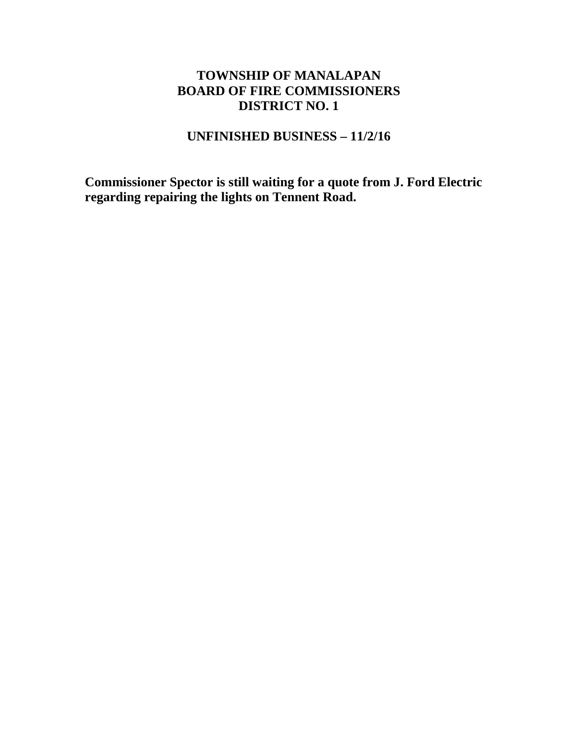# TOWNSHIP OF MANALAPAN
# BOARD OF FIRE COMMISSIONERS
# DISTRICT NO. 1

## UNFINISHED BUSINESS – 11/2/16

**Commissioner Spector is still waiting for a quote from J. Ford Electric regarding repairing the lights on Tennent Road.**